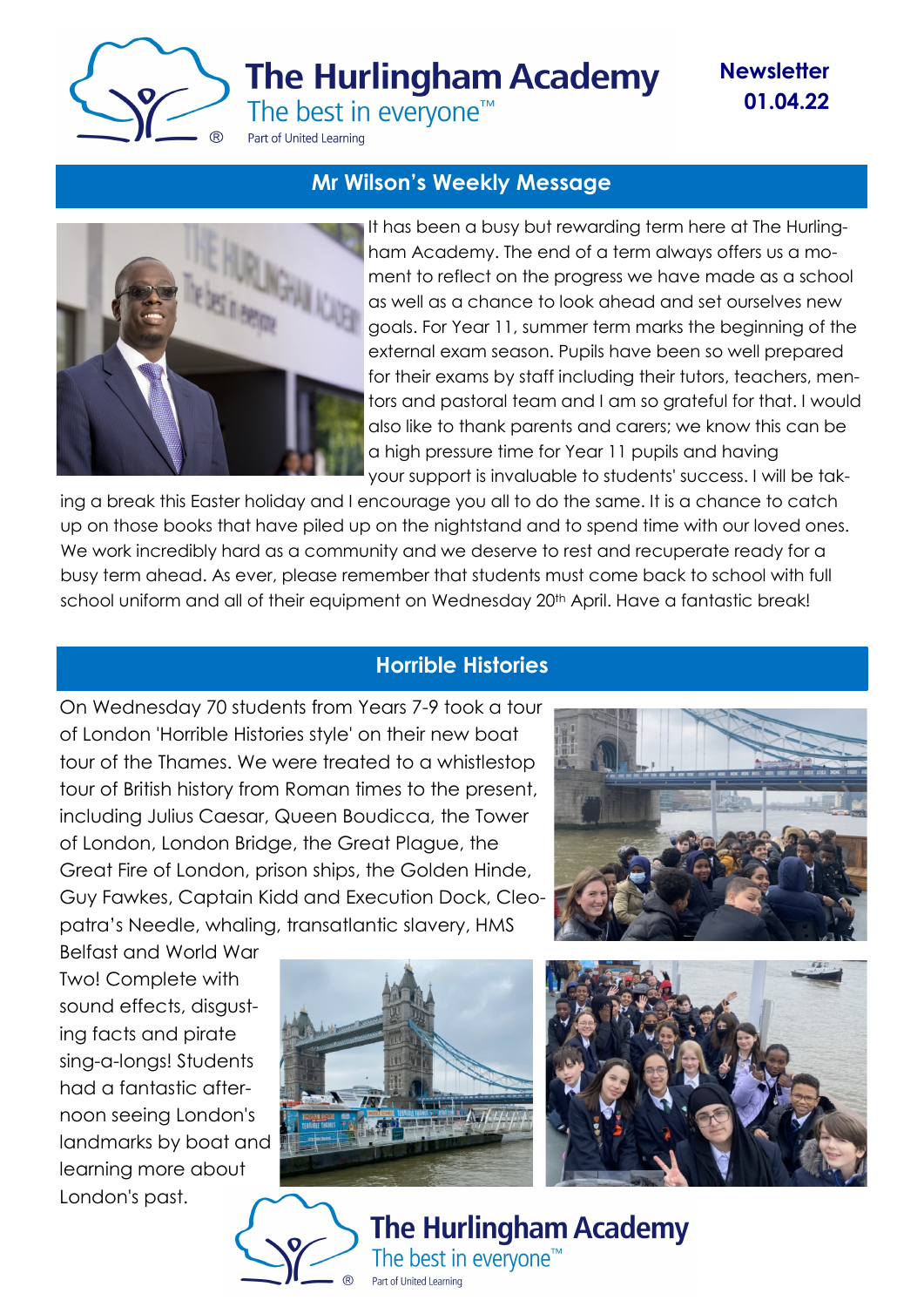# The Hurlingham Academy

The best in everyone™

Part of United Learning

**Newsletter 01.04.22**

## Mr Wilson's Weekly Message

It has been a busy but rewarding term here at The Hurlingham Academy. The end of a term always offers us a moment to reflect on the progress we have made as a school as well as a chance to look ahead and set ourselves new goals. For Year 11, summer term marks the beginning of the external exam season. Pupils have been so well prepared for their exams by staff including their tutors, teachers, mentors and pastoral team and I am so grateful for that. I would also like to thank parents and carers; we know this can be a high pressure time for Year 11 pupils and having your support is invaluable to students' success. I will be taking a break this Easter holiday and I encourage you all to do the same. It is a chance to catch up on those books that have piled up on the nightstand and to spend time with our loved ones. We work incredibly hard as a community and we deserve to rest and recuperate ready for a busy term ahead. As ever, please remember that students must come back to school with full school uniform and all of their equipment on Wednesday 20th April. Have a fantastic break!

## Horrible Histories

On Wednesday 70 students from Years 7-9 took a tour of London 'Horrible Histories style' on their new boat tour of the Thames. We were treated to a whistlestop tour of British history from Roman times to the present, including Julius Caesar, Queen Boudicca, the Tower of London, London Bridge, the Great Plague, the Great Fire of London, prison ships, the Golden Hinde, Guy Fawkes, Captain Kidd and Execution Dock, Cleopatra's Needle, whaling, transatlantic slavery, HMS Belfast and World War Two! Complete with sound effects, disgusting facts and pirate sing-a-longs! Students had a fantastic afternoon seeing London's landmarks by boat and learning more about London's past.

The Hurlingham Academy

The best in everyone™

Part of United Learning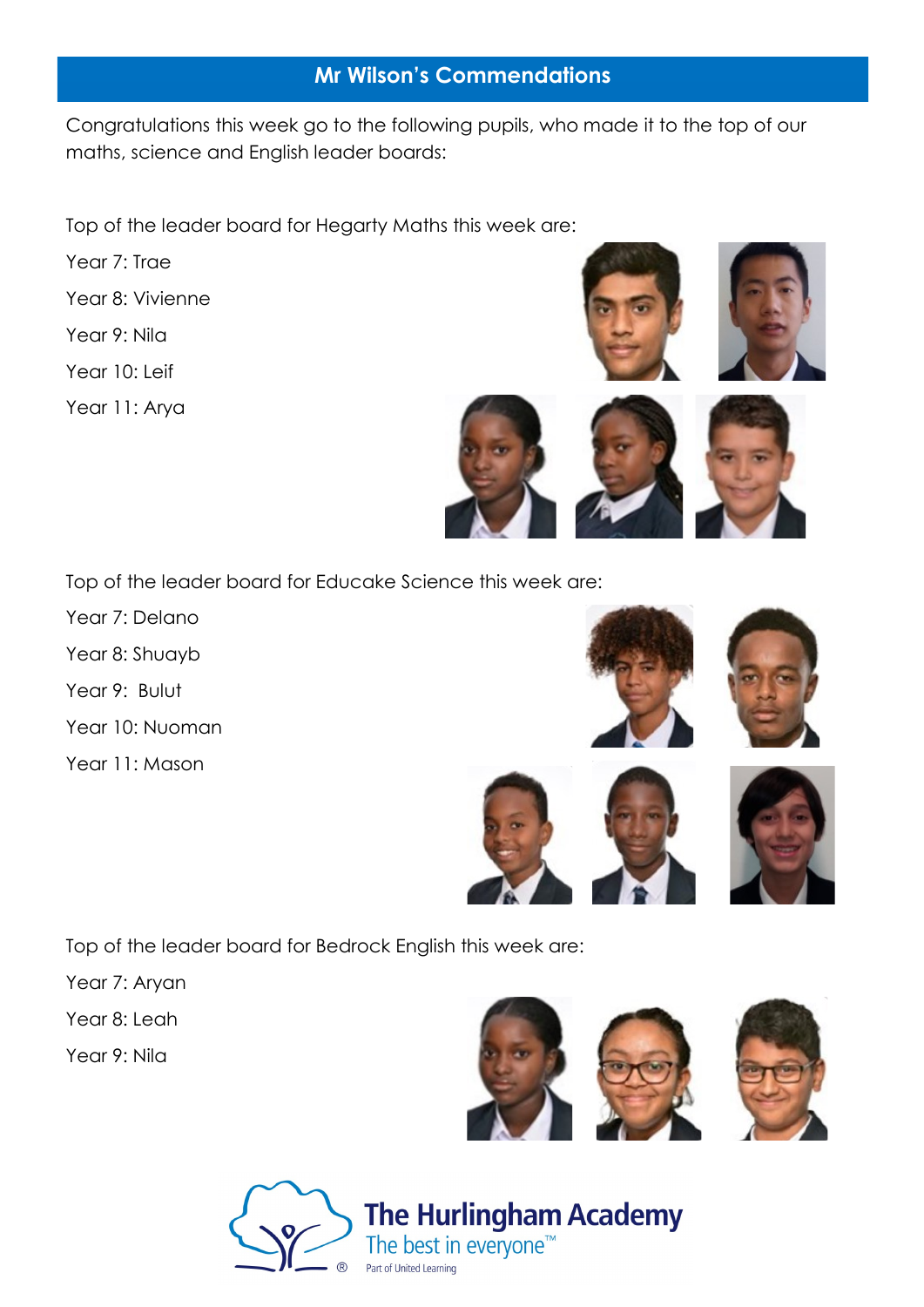## Mr Wilson's Commendations

Congratulations this week go to the following pupils, who made it to the top of our maths, science and English leader boards:

Top of the leader board for Hegarty Maths this week are:

Year 7: Trae

Year 8: Vivienne

Year 9: Nila

Year 10: Leif

Year 11: Arya

Top of the leader board for Educake Science this week are:

Year 7: Delano

Year 8: Shuayb

Year 9: Bulut

Year 10: Nuoman

Year 11: Mason

Top of the leader board for Bedrock English this week are:

Year 7: Aryan

Year 8: Leah

Year 9: Nila

The Hurlingham Academy

The best in everyone™

Part of United Learning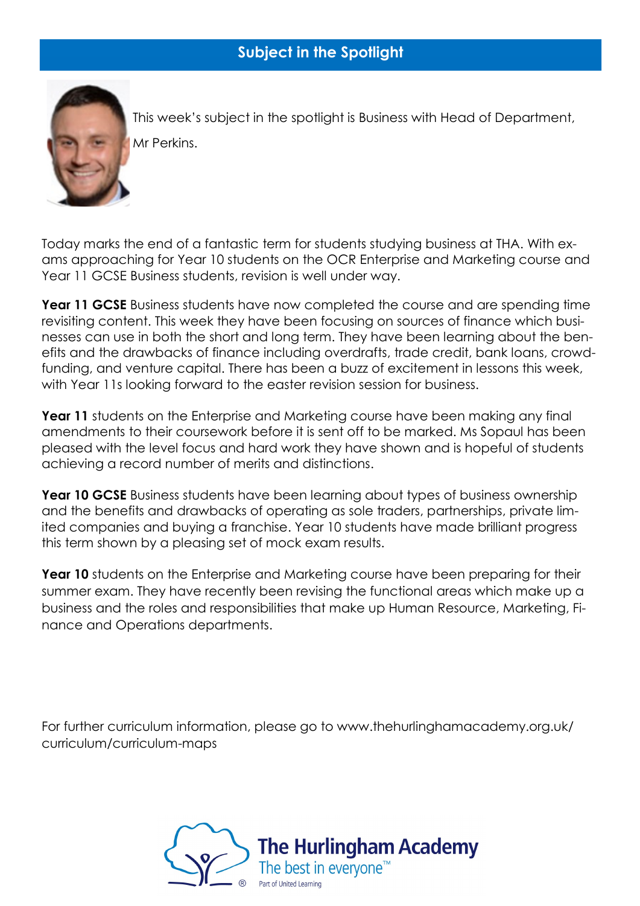## Subject in the Spotlight

This week's subject in the spotlight is Business with Head of Department, Mr Perkins.

Today marks the end of a fantastic term for students studying business at THA. With exams approaching for Year 10 students on the OCR Enterprise and Marketing course and Year 11 GCSE Business students, revision is well under way.

**Year 11 GCSE** Business students have now completed the course and are spending time revisiting content. This week they have been focusing on sources of finance which businesses can use in both the short and long term. They have been learning about the benefits and the drawbacks of finance including overdrafts, trade credit, bank loans, crowdfunding, and venture capital. There has been a buzz of excitement in lessons this week, with Year 11s looking forward to the easter revision session for business.

**Year 11** students on the Enterprise and Marketing course have been making any final amendments to their coursework before it is sent off to be marked. Ms Sopaul has been pleased with the level focus and hard work they have shown and is hopeful of students achieving a record number of merits and distinctions.

**Year 10 GCSE** Business students have been learning about types of business ownership and the benefits and drawbacks of operating as sole traders, partnerships, private limited companies and buying a franchise. Year 10 students have made brilliant progress this term shown by a pleasing set of mock exam results.

**Year 10** students on the Enterprise and Marketing course have been preparing for their summer exam. They have recently been revising the functional areas which make up a business and the roles and responsibilities that make up Human Resource, Marketing, Finance and Operations departments.

For further curriculum information, please go to www.thehurlinghamacademy.org.uk/curriculum/curriculum-maps

The Hurlingham Academy
The best in everyone™
Part of United Learning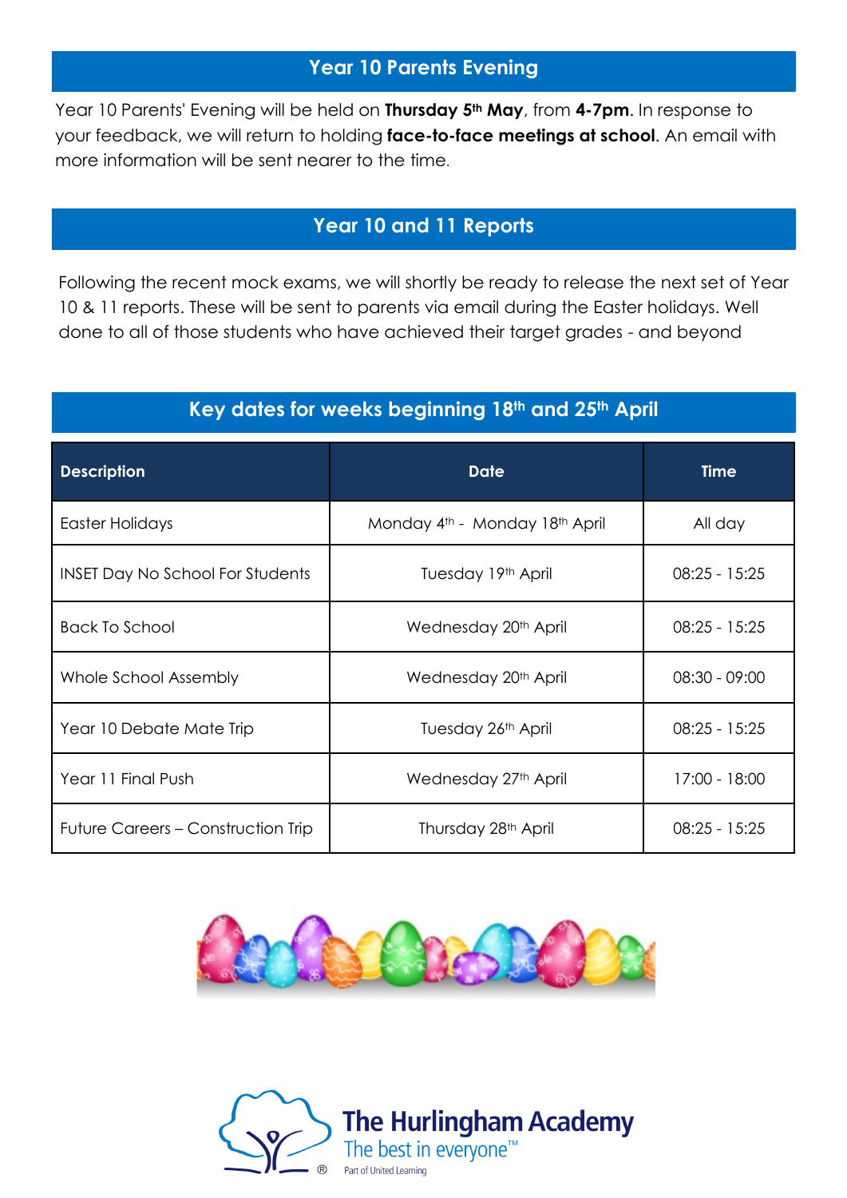## Year 10 Parents Evening

Year 10 Parents' Evening will be held on **Thursday 5th May**, from **4-7pm**. In response to your feedback, we will return to holding **face-to-face meetings at school**. An email with more information will be sent nearer to the time.

## Year 10 and 11 Reports

Following the recent mock exams, we will shortly be ready to release the next set of Year 10 & 11 reports. These will be sent to parents via email during the Easter holidays. Well done to all of those students who have achieved their target grades - and beyond

## Key dates for weeks beginning 18th and 25th April

| Description | Date | Time |
|---|---|---|
| Easter Holidays | Monday 4th - Monday 18th April | All day |
| INSET Day No School For Students | Tuesday 19th April | 08:25 - 15:25 |
| Back To School | Wednesday 20th April | 08:25 - 15:25 |
| Whole School Assembly | Wednesday 20th April | 08:30 - 09:00 |
| Year 10 Debate Mate Trip | Tuesday 26th April | 08:25 - 15:25 |
| Year 11 Final Push | Wednesday 27th April | 17:00 - 18:00 |
| Future Careers – Construction Trip | Thursday 28th April | 08:25 - 15:25 |

The Hurlingham Academy
The best in everyone™
Part of United Learning